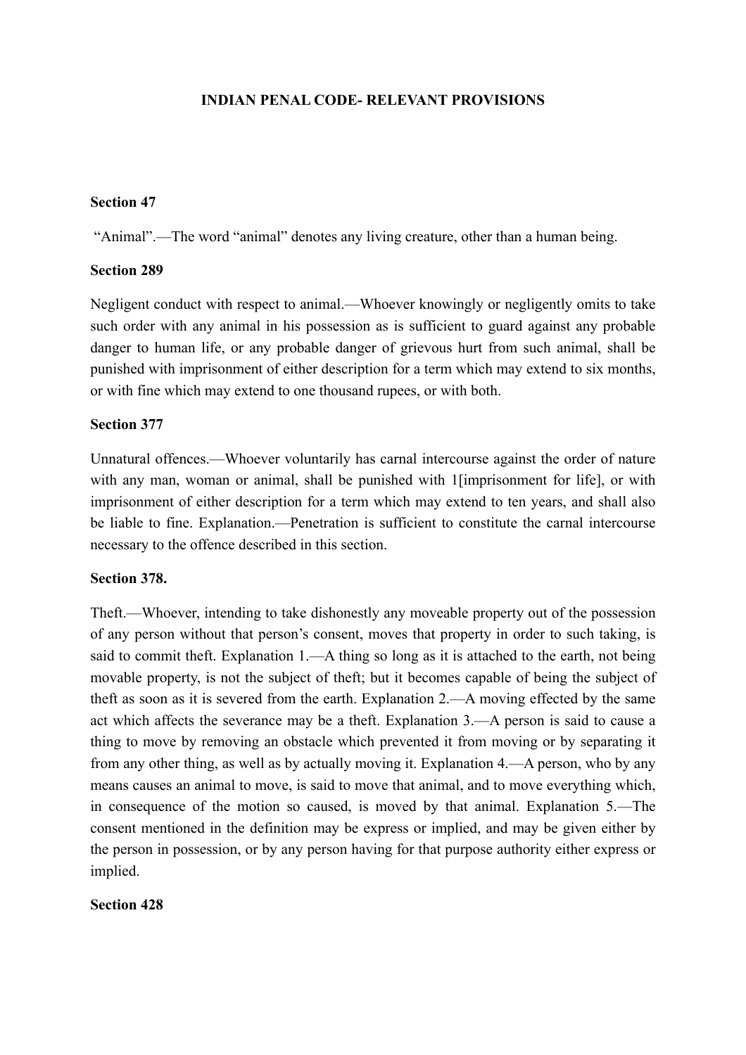**INDIAN PENAL CODE- RELEVANT PROVISIONS**

**Section 47**

"Animal".—The word "animal" denotes any living creature, other than a human being.

**Section 289**

Negligent conduct with respect to animal.—Whoever knowingly or negligently omits to take such order with any animal in his possession as is sufficient to guard against any probable danger to human life, or any probable danger of grievous hurt from such animal, shall be punished with imprisonment of either description for a term which may extend to six months, or with fine which may extend to one thousand rupees, or with both.

**Section 377**

Unnatural offences.—Whoever voluntarily has carnal intercourse against the order of nature with any man, woman or animal, shall be punished with 1[imprisonment for life], or with imprisonment of either description for a term which may extend to ten years, and shall also be liable to fine. Explanation.—Penetration is sufficient to constitute the carnal intercourse necessary to the offence described in this section.

**Section 378.**

Theft.—Whoever, intending to take dishonestly any moveable property out of the possession of any person without that person's consent, moves that property in order to such taking, is said to commit theft. Explanation 1.—A thing so long as it is attached to the earth, not being movable property, is not the subject of theft; but it becomes capable of being the subject of theft as soon as it is severed from the earth. Explanation 2.—A moving effected by the same act which affects the severance may be a theft. Explanation 3.—A person is said to cause a thing to move by removing an obstacle which prevented it from moving or by separating it from any other thing, as well as by actually moving it. Explanation 4.—A person, who by any means causes an animal to move, is said to move that animal, and to move everything which, in consequence of the motion so caused, is moved by that animal. Explanation 5.—The consent mentioned in the definition may be express or implied, and may be given either by the person in possession, or by any person having for that purpose authority either express or implied.

**Section 428**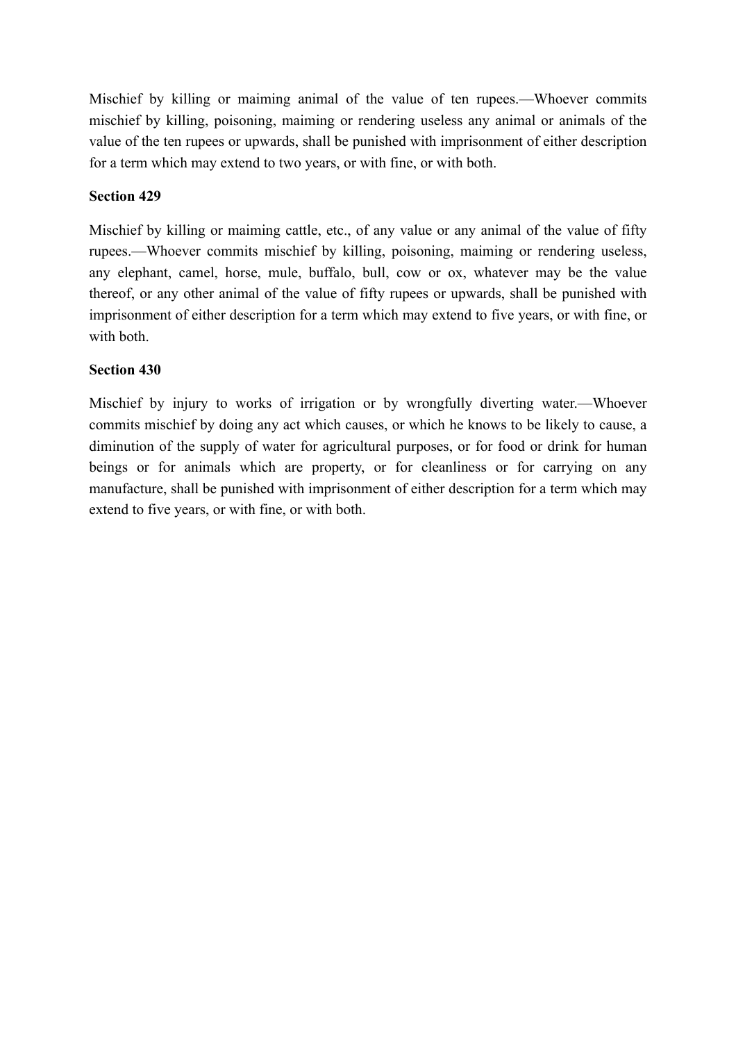Mischief by killing or maiming animal of the value of ten rupees.—Whoever commits mischief by killing, poisoning, maiming or rendering useless any animal or animals of the value of the ten rupees or upwards, shall be punished with imprisonment of either description for a term which may extend to two years, or with fine, or with both.

**Section 429**

Mischief by killing or maiming cattle, etc., of any value or any animal of the value of fifty rupees.—Whoever commits mischief by killing, poisoning, maiming or rendering useless, any elephant, camel, horse, mule, buffalo, bull, cow or ox, whatever may be the value thereof, or any other animal of the value of fifty rupees or upwards, shall be punished with imprisonment of either description for a term which may extend to five years, or with fine, or with both.

**Section 430**

Mischief by injury to works of irrigation or by wrongfully diverting water.—Whoever commits mischief by doing any act which causes, or which he knows to be likely to cause, a diminution of the supply of water for agricultural purposes, or for food or drink for human beings or for animals which are property, or for cleanliness or for carrying on any manufacture, shall be punished with imprisonment of either description for a term which may extend to five years, or with fine, or with both.